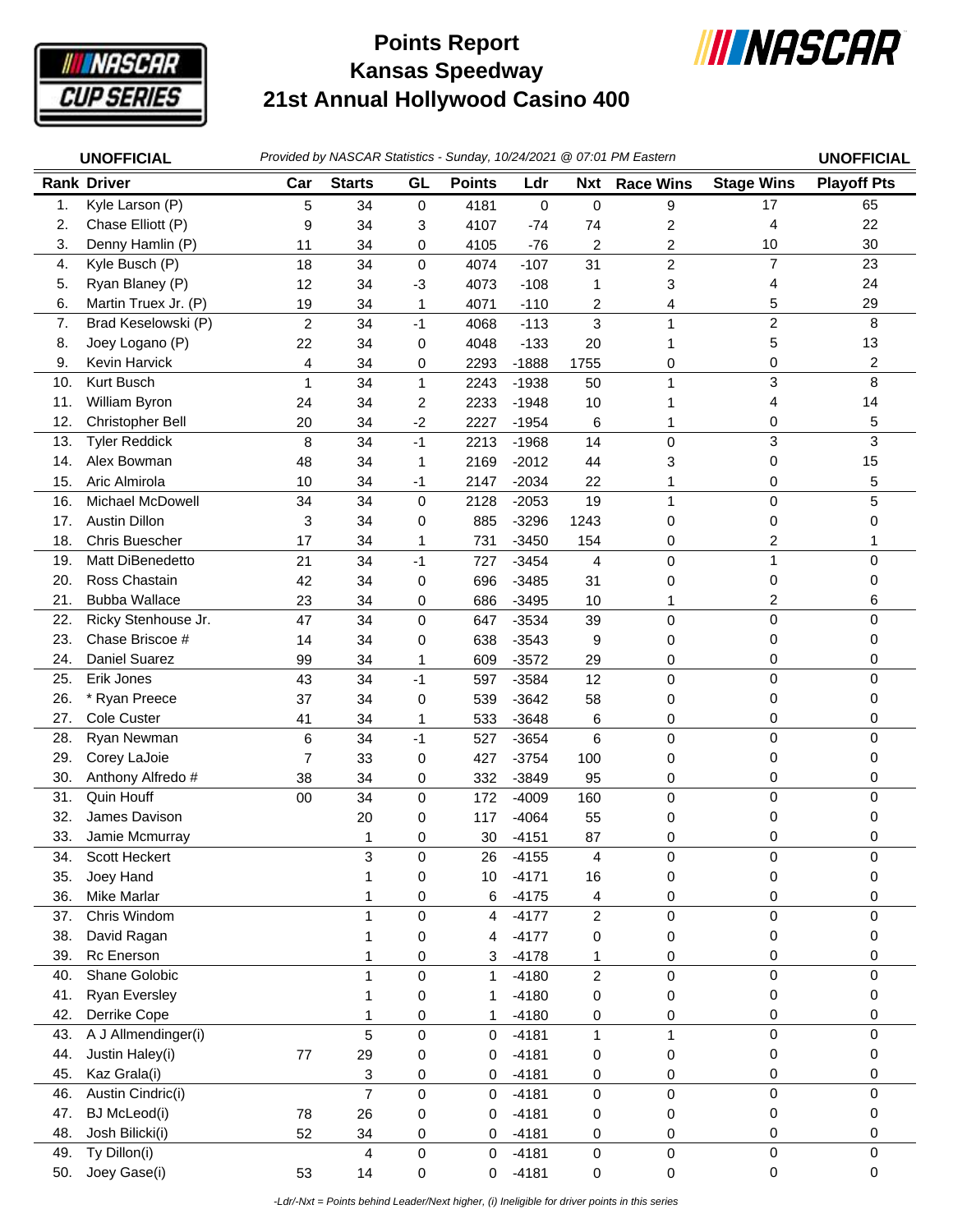# Points Report
# Kansas Speedway
# 21st Annual Hollywood Casino 400

**UNOFFICIAL** *Provided by NASCAR Statistics - Sunday, 10/24/2021 @ 07:01 PM Eastern* **UNOFFICIAL**

| Rank | Driver | Car | Starts | GL | Points | Ldr | Nxt | Race Wins | Stage Wins | Playoff Pts |
|---|---|---|---|---|---|---|---|---|---|---|
| 1. | Kyle Larson (P) | 5 | 34 | 0 | 4181 | 0 | 0 | 9 | 17 | 65 |
| 2. | Chase Elliott (P) | 9 | 34 | 3 | 4107 | -74 | 74 | 2 | 4 | 22 |
| 3. | Denny Hamlin (P) | 11 | 34 | 0 | 4105 | -76 | 2 | 2 | 10 | 30 |
| 4. | Kyle Busch (P) | 18 | 34 | 0 | 4074 | -107 | 31 | 2 | 7 | 23 |
| 5. | Ryan Blaney (P) | 12 | 34 | -3 | 4073 | -108 | 1 | 3 | 4 | 24 |
| 6. | Martin Truex Jr. (P) | 19 | 34 | 1 | 4071 | -110 | 2 | 4 | 5 | 29 |
| 7. | Brad Keselowski (P) | 2 | 34 | -1 | 4068 | -113 | 3 | 1 | 2 | 8 |
| 8. | Joey Logano (P) | 22 | 34 | 0 | 4048 | -133 | 20 | 1 | 5 | 13 |
| 9. | Kevin Harvick | 4 | 34 | 0 | 2293 | -1888 | 1755 | 0 | 0 | 2 |
| 10. | Kurt Busch | 1 | 34 | 1 | 2243 | -1938 | 50 | 1 | 3 | 8 |
| 11. | William Byron | 24 | 34 | 2 | 2233 | -1948 | 10 | 1 | 4 | 14 |
| 12. | Christopher Bell | 20 | 34 | -2 | 2227 | -1954 | 6 | 1 | 0 | 5 |
| 13. | Tyler Reddick | 8 | 34 | -1 | 2213 | -1968 | 14 | 0 | 3 | 3 |
| 14. | Alex Bowman | 48 | 34 | 1 | 2169 | -2012 | 44 | 3 | 0 | 15 |
| 15. | Aric Almirola | 10 | 34 | -1 | 2147 | -2034 | 22 | 1 | 0 | 5 |
| 16. | Michael McDowell | 34 | 34 | 0 | 2128 | -2053 | 19 | 1 | 0 | 5 |
| 17. | Austin Dillon | 3 | 34 | 0 | 885 | -3296 | 1243 | 0 | 0 | 0 |
| 18. | Chris Buescher | 17 | 34 | 1 | 731 | -3450 | 154 | 0 | 2 | 1 |
| 19. | Matt DiBenedetto | 21 | 34 | -1 | 727 | -3454 | 4 | 0 | 1 | 0 |
| 20. | Ross Chastain | 42 | 34 | 0 | 696 | -3485 | 31 | 0 | 0 | 0 |
| 21. | Bubba Wallace | 23 | 34 | 0 | 686 | -3495 | 10 | 1 | 2 | 6 |
| 22. | Ricky Stenhouse Jr. | 47 | 34 | 0 | 647 | -3534 | 39 | 0 | 0 | 0 |
| 23. | Chase Briscoe # | 14 | 34 | 0 | 638 | -3543 | 9 | 0 | 0 | 0 |
| 24. | Daniel Suarez | 99 | 34 | 1 | 609 | -3572 | 29 | 0 | 0 | 0 |
| 25. | Erik Jones | 43 | 34 | -1 | 597 | -3584 | 12 | 0 | 0 | 0 |
| 26. | * Ryan Preece | 37 | 34 | 0 | 539 | -3642 | 58 | 0 | 0 | 0 |
| 27. | Cole Custer | 41 | 34 | 1 | 533 | -3648 | 6 | 0 | 0 | 0 |
| 28. | Ryan Newman | 6 | 34 | -1 | 527 | -3654 | 6 | 0 | 0 | 0 |
| 29. | Corey LaJoie | 7 | 33 | 0 | 427 | -3754 | 100 | 0 | 0 | 0 |
| 30. | Anthony Alfredo # | 38 | 34 | 0 | 332 | -3849 | 95 | 0 | 0 | 0 |
| 31. | Quin Houff | 00 | 34 | 0 | 172 | -4009 | 160 | 0 | 0 | 0 |
| 32. | James Davison | | 20 | 0 | 117 | -4064 | 55 | 0 | 0 | 0 |
| 33. | Jamie Mcmurray | | 1 | 0 | 30 | -4151 | 87 | 0 | 0 | 0 |
| 34. | Scott Heckert | | 3 | 0 | 26 | -4155 | 4 | 0 | 0 | 0 |
| 35. | Joey Hand | | 1 | 0 | 10 | -4171 | 16 | 0 | 0 | 0 |
| 36. | Mike Marlar | | 1 | 0 | 6 | -4175 | 4 | 0 | 0 | 0 |
| 37. | Chris Windom | | 1 | 0 | 4 | -4177 | 2 | 0 | 0 | 0 |
| 38. | David Ragan | | 1 | 0 | 4 | -4177 | 0 | 0 | 0 | 0 |
| 39. | Rc Enerson | | 1 | 0 | 3 | -4178 | 1 | 0 | 0 | 0 |
| 40. | Shane Golobic | | 1 | 0 | 1 | -4180 | 2 | 0 | 0 | 0 |
| 41. | Ryan Eversley | | 1 | 0 | 1 | -4180 | 0 | 0 | 0 | 0 |
| 42. | Derrike Cope | | 1 | 0 | 1 | -4180 | 0 | 0 | 0 | 0 |
| 43. | A J Allmendinger(i) | | 5 | 0 | 0 | -4181 | 1 | 1 | 0 | 0 |
| 44. | Justin Haley(i) | 77 | 29 | 0 | 0 | -4181 | 0 | 0 | 0 | 0 |
| 45. | Kaz Grala(i) | | 3 | 0 | 0 | -4181 | 0 | 0 | 0 | 0 |
| 46. | Austin Cindric(i) | | 7 | 0 | 0 | -4181 | 0 | 0 | 0 | 0 |
| 47. | BJ McLeod(i) | 78 | 26 | 0 | 0 | -4181 | 0 | 0 | 0 | 0 |
| 48. | Josh Bilicki(i) | 52 | 34 | 0 | 0 | -4181 | 0 | 0 | 0 | 0 |
| 49. | Ty Dillon(i) | | 4 | 0 | 0 | -4181 | 0 | 0 | 0 | 0 |
| 50. | Joey Gase(i) | 53 | 14 | 0 | 0 | -4181 | 0 | 0 | 0 | 0 |

*-Ldr/-Nxt = Points behind Leader/Next higher, (i) Ineligible for driver points in this series*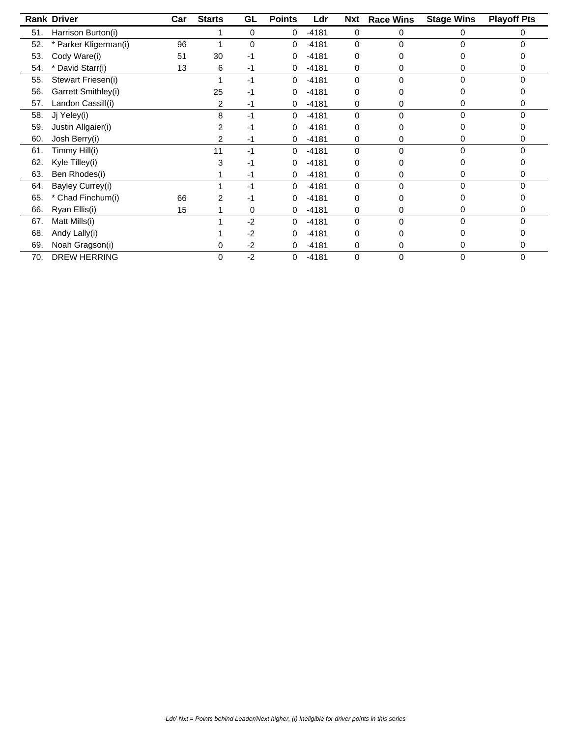| Rank | Driver | Car | Starts | GL | Points | Ldr | Nxt | Race Wins | Stage Wins | Playoff Pts |
|---|---|---|---|---|---|---|---|---|---|---|
| 51. | Harrison Burton(i) | | 1 | 0 | 0 | -4181 | 0 | 0 | 0 | 0 |
| 52. | * Parker Kligerman(i) | 96 | 1 | 0 | 0 | -4181 | 0 | 0 | 0 | 0 |
| 53. | Cody Ware(i) | 51 | 30 | -1 | 0 | -4181 | 0 | 0 | 0 | 0 |
| 54. | * David Starr(i) | 13 | 6 | -1 | 0 | -4181 | 0 | 0 | 0 | 0 |
| 55. | Stewart Friesen(i) | | 1 | -1 | 0 | -4181 | 0 | 0 | 0 | 0 |
| 56. | Garrett Smithley(i) | | 25 | -1 | 0 | -4181 | 0 | 0 | 0 | 0 |
| 57. | Landon Cassill(i) | | 2 | -1 | 0 | -4181 | 0 | 0 | 0 | 0 |
| 58. | Jj Yeley(i) | | 8 | -1 | 0 | -4181 | 0 | 0 | 0 | 0 |
| 59. | Justin Allgaier(i) | | 2 | -1 | 0 | -4181 | 0 | 0 | 0 | 0 |
| 60. | Josh Berry(i) | | 2 | -1 | 0 | -4181 | 0 | 0 | 0 | 0 |
| 61. | Timmy Hill(i) | | 11 | -1 | 0 | -4181 | 0 | 0 | 0 | 0 |
| 62. | Kyle Tilley(i) | | 3 | -1 | 0 | -4181 | 0 | 0 | 0 | 0 |
| 63. | Ben Rhodes(i) | | 1 | -1 | 0 | -4181 | 0 | 0 | 0 | 0 |
| 64. | Bayley Currey(i) | | 1 | -1 | 0 | -4181 | 0 | 0 | 0 | 0 |
| 65. | * Chad Finchum(i) | 66 | 2 | -1 | 0 | -4181 | 0 | 0 | 0 | 0 |
| 66. | Ryan Ellis(i) | 15 | 1 | 0 | 0 | -4181 | 0 | 0 | 0 | 0 |
| 67. | Matt Mills(i) | | 1 | -2 | 0 | -4181 | 0 | 0 | 0 | 0 |
| 68. | Andy Lally(i) | | 1 | -2 | 0 | -4181 | 0 | 0 | 0 | 0 |
| 69. | Noah Gragson(i) | | 0 | -2 | 0 | -4181 | 0 | 0 | 0 | 0 |
| 70. | DREW HERRING | | 0 | -2 | 0 | -4181 | 0 | 0 | 0 | 0 |

*-Ldr/-Nxt = Points behind Leader/Next higher, (i) Ineligible for driver points in this series*